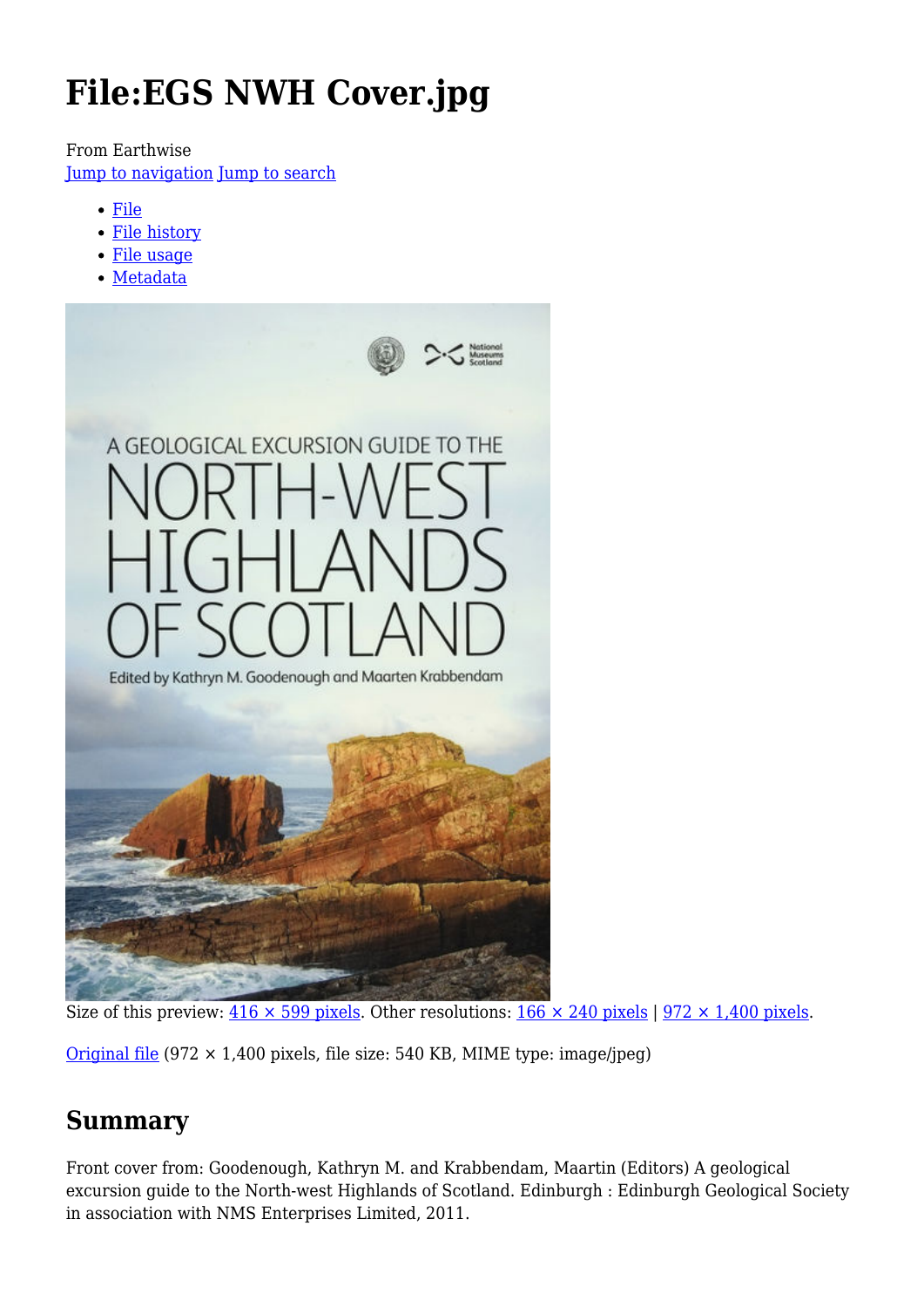# File:EGS NWH Cover.jpg

From Earthwise

Jump to navigation Jump to search

- File
- File history
- File usage
- Metadata

Size of this preview: 416 × 599 pixels. Other resolutions: 166 × 240 pixels | 972 × 1,400 pixels.

Original file (972 × 1,400 pixels, file size: 540 KB, MIME type: image/jpeg)

## Summary

Front cover from: Goodenough, Kathryn M. and Krabbendam, Maartin (Editors) A geological excursion guide to the North-west Highlands of Scotland. Edinburgh : Edinburgh Geological Society in association with NMS Enterprises Limited, 2011.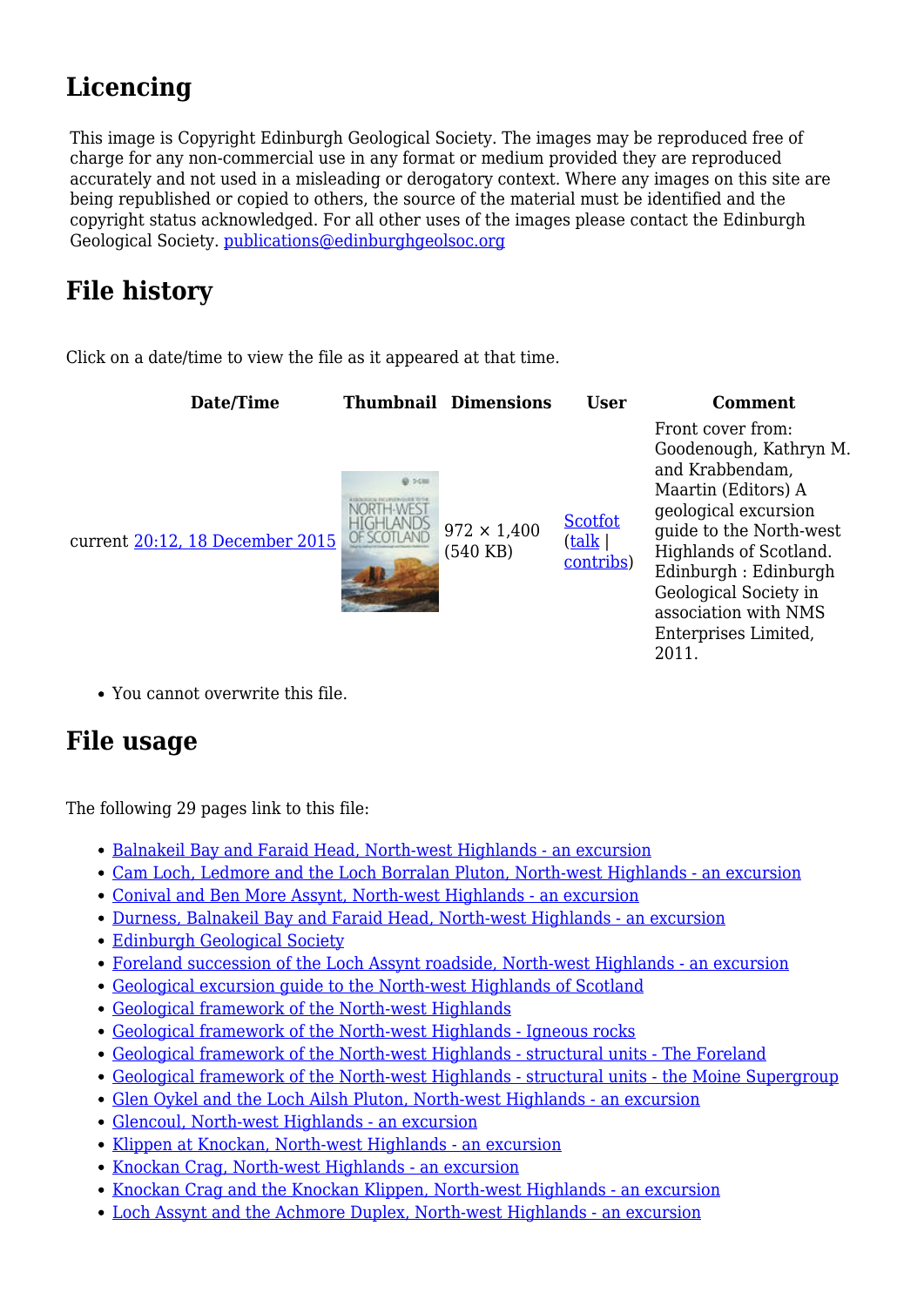## Licencing

This image is Copyright Edinburgh Geological Society. The images may be reproduced free of charge for any non-commercial use in any format or medium provided they are reproduced accurately and not used in a misleading or derogatory context. Where any images on this site are being republished or copied to others, the source of the material must be identified and the copyright status acknowledged. For all other uses of the images please contact the Edinburgh Geological Society. publications@edinburghgeolsoc.org

## File history

Click on a date/time to view the file as it appeared at that time.

| | Date/Time | Thumbnail | Dimensions | User | Comment |
|---|---|---|---|---|---|
| current | 20:12, 18 December 2015 | | 972 × 1,400 (540 KB) | Scotfot (talk \| contribs) | Front cover from: Goodenough, Kathryn M. and Krabbendam, Maartin (Editors) A geological excursion guide to the North-west Highlands of Scotland. Edinburgh : Edinburgh Geological Society in association with NMS Enterprises Limited, 2011. |

- You cannot overwrite this file.

## File usage

The following 29 pages link to this file:

- Balnakeil Bay and Faraid Head, North-west Highlands - an excursion
- Cam Loch, Ledmore and the Loch Borralan Pluton, North-west Highlands - an excursion
- Conival and Ben More Assynt, North-west Highlands - an excursion
- Durness, Balnakeil Bay and Faraid Head, North-west Highlands - an excursion
- Edinburgh Geological Society
- Foreland succession of the Loch Assynt roadside, North-west Highlands - an excursion
- Geological excursion guide to the North-west Highlands of Scotland
- Geological framework of the North-west Highlands
- Geological framework of the North-west Highlands - Igneous rocks
- Geological framework of the North-west Highlands - structural units - The Foreland
- Geological framework of the North-west Highlands - structural units - the Moine Supergroup
- Glen Oykel and the Loch Ailsh Pluton, North-west Highlands - an excursion
- Glencoul, North-west Highlands - an excursion
- Klippen at Knockan, North-west Highlands - an excursion
- Knockan Crag, North-west Highlands - an excursion
- Knockan Crag and the Knockan Klippen, North-west Highlands - an excursion
- Loch Assynt and the Achmore Duplex, North-west Highlands - an excursion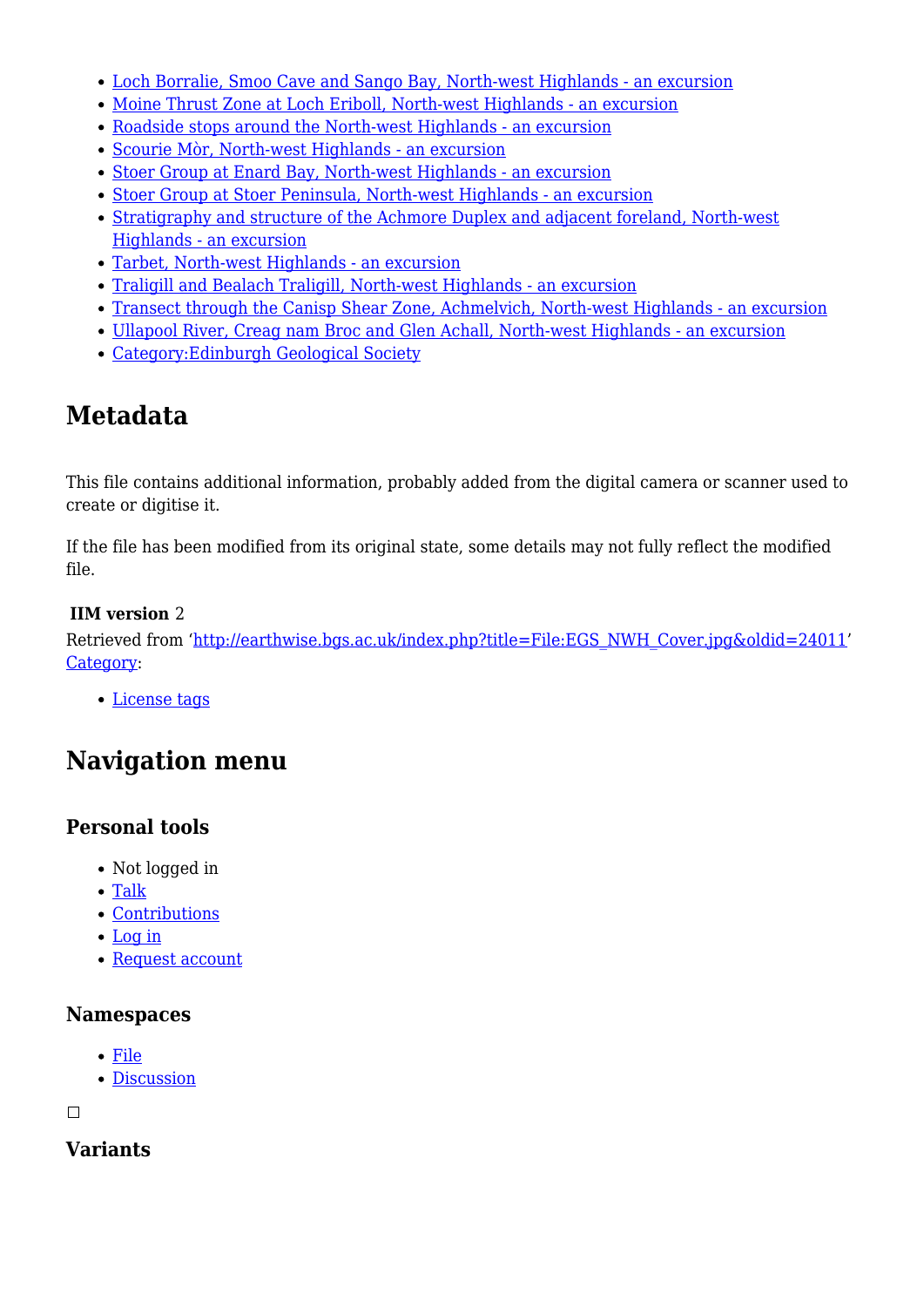- Loch Borralie, Smoo Cave and Sango Bay, North-west Highlands - an excursion
- Moine Thrust Zone at Loch Eriboll, North-west Highlands - an excursion
- Roadside stops around the North-west Highlands - an excursion
- Scourie Mòr, North-west Highlands - an excursion
- Stoer Group at Enard Bay, North-west Highlands - an excursion
- Stoer Group at Stoer Peninsula, North-west Highlands - an excursion
- Stratigraphy and structure of the Achmore Duplex and adjacent foreland, North-west Highlands - an excursion
- Tarbet, North-west Highlands - an excursion
- Traligill and Bealach Traligill, North-west Highlands - an excursion
- Transect through the Canisp Shear Zone, Achmelvich, North-west Highlands - an excursion
- Ullapool River, Creag nam Broc and Glen Achall, North-west Highlands - an excursion
- Category:Edinburgh Geological Society

# Metadata

This file contains additional information, probably added from the digital camera or scanner used to create or digitise it.

If the file has been modified from its original state, some details may not fully reflect the modified file.

**IIM version** 2

Retrieved from 'http://earthwise.bgs.ac.uk/index.php?title=File:EGS_NWH_Cover.jpg&oldid=24011'
Category:

- License tags

# Navigation menu

## Personal tools

- Not logged in
- Talk
- Contributions
- Log in
- Request account

## Namespaces

- File
- Discussion

## Variants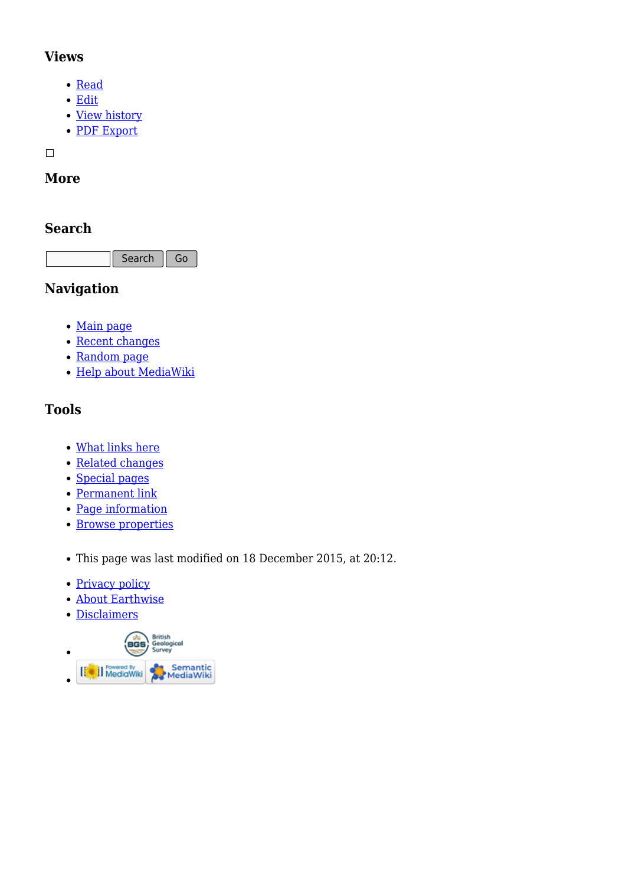### Views

- Read
- Edit
- View history
- PDF Export

### More

### Search

Search Go

### Navigation

- Main page
- Recent changes
- Random page
- Help about MediaWiki

### Tools

- What links here
- Related changes
- Special pages
- Permanent link
- Page information
- Browse properties

- This page was last modified on 18 December 2015, at 20:12.

- Privacy policy
- About Earthwise
- Disclaimers